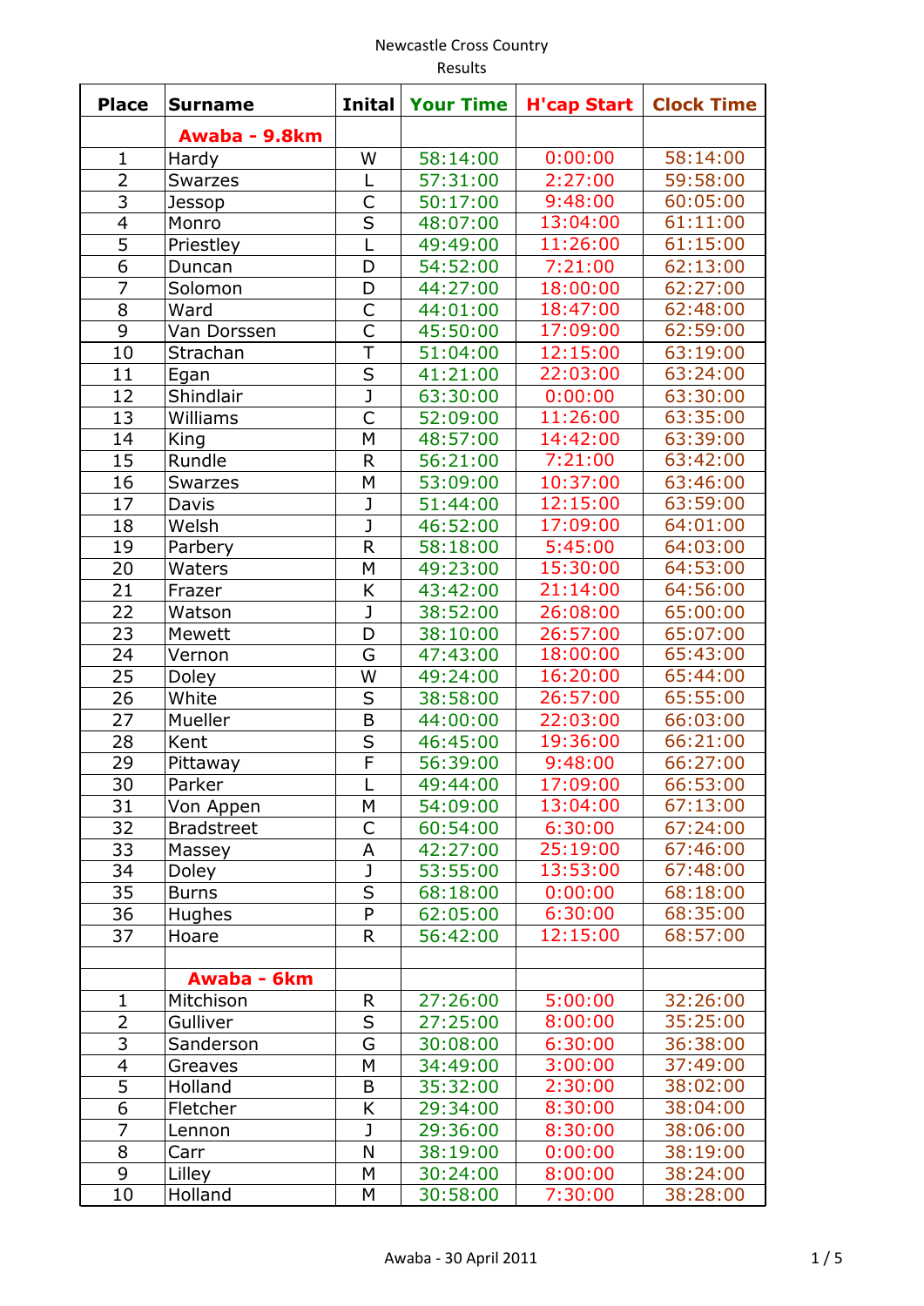Newcastle Cross Country
Results

| Place | Surname | Inital | Your Time | H'cap Start | Clock Time |
|---|---|---|---|---|---|
| | **Awaba - 9.8km** | | | | |
| 1 | Hardy | W | 58:14:00 | 0:00:00 | 58:14:00 |
| 2 | Swarzes | L | 57:31:00 | 2:27:00 | 59:58:00 |
| 3 | Jessop | C | 50:17:00 | 9:48:00 | 60:05:00 |
| 4 | Monro | S | 48:07:00 | 13:04:00 | 61:11:00 |
| 5 | Priestley | L | 49:49:00 | 11:26:00 | 61:15:00 |
| 6 | Duncan | D | 54:52:00 | 7:21:00 | 62:13:00 |
| 7 | Solomon | D | 44:27:00 | 18:00:00 | 62:27:00 |
| 8 | Ward | C | 44:01:00 | 18:47:00 | 62:48:00 |
| 9 | Van Dorssen | C | 45:50:00 | 17:09:00 | 62:59:00 |
| 10 | Strachan | T | 51:04:00 | 12:15:00 | 63:19:00 |
| 11 | Egan | S | 41:21:00 | 22:03:00 | 63:24:00 |
| 12 | Shindlair | J | 63:30:00 | 0:00:00 | 63:30:00 |
| 13 | Williams | C | 52:09:00 | 11:26:00 | 63:35:00 |
| 14 | King | M | 48:57:00 | 14:42:00 | 63:39:00 |
| 15 | Rundle | R | 56:21:00 | 7:21:00 | 63:42:00 |
| 16 | Swarzes | M | 53:09:00 | 10:37:00 | 63:46:00 |
| 17 | Davis | J | 51:44:00 | 12:15:00 | 63:59:00 |
| 18 | Welsh | J | 46:52:00 | 17:09:00 | 64:01:00 |
| 19 | Parbery | R | 58:18:00 | 5:45:00 | 64:03:00 |
| 20 | Waters | M | 49:23:00 | 15:30:00 | 64:53:00 |
| 21 | Frazer | K | 43:42:00 | 21:14:00 | 64:56:00 |
| 22 | Watson | J | 38:52:00 | 26:08:00 | 65:00:00 |
| 23 | Mewett | D | 38:10:00 | 26:57:00 | 65:07:00 |
| 24 | Vernon | G | 47:43:00 | 18:00:00 | 65:43:00 |
| 25 | Doley | W | 49:24:00 | 16:20:00 | 65:44:00 |
| 26 | White | S | 38:58:00 | 26:57:00 | 65:55:00 |
| 27 | Mueller | B | 44:00:00 | 22:03:00 | 66:03:00 |
| 28 | Kent | S | 46:45:00 | 19:36:00 | 66:21:00 |
| 29 | Pittaway | F | 56:39:00 | 9:48:00 | 66:27:00 |
| 30 | Parker | L | 49:44:00 | 17:09:00 | 66:53:00 |
| 31 | Von Appen | M | 54:09:00 | 13:04:00 | 67:13:00 |
| 32 | Bradstreet | C | 60:54:00 | 6:30:00 | 67:24:00 |
| 33 | Massey | A | 42:27:00 | 25:19:00 | 67:46:00 |
| 34 | Doley | J | 53:55:00 | 13:53:00 | 67:48:00 |
| 35 | Burns | S | 68:18:00 | 0:00:00 | 68:18:00 |
| 36 | Hughes | P | 62:05:00 | 6:30:00 | 68:35:00 |
| 37 | Hoare | R | 56:42:00 | 12:15:00 | 68:57:00 |
| | | | | | |
| | **Awaba - 6km** | | | | |
| 1 | Mitchison | R | 27:26:00 | 5:00:00 | 32:26:00 |
| 2 | Gulliver | S | 27:25:00 | 8:00:00 | 35:25:00 |
| 3 | Sanderson | G | 30:08:00 | 6:30:00 | 36:38:00 |
| 4 | Greaves | M | 34:49:00 | 3:00:00 | 37:49:00 |
| 5 | Holland | B | 35:32:00 | 2:30:00 | 38:02:00 |
| 6 | Fletcher | K | 29:34:00 | 8:30:00 | 38:04:00 |
| 7 | Lennon | J | 29:36:00 | 8:30:00 | 38:06:00 |
| 8 | Carr | N | 38:19:00 | 0:00:00 | 38:19:00 |
| 9 | Lilley | M | 30:24:00 | 8:00:00 | 38:24:00 |
| 10 | Holland | M | 30:58:00 | 7:30:00 | 38:28:00 |

Awaba - 30 April 2011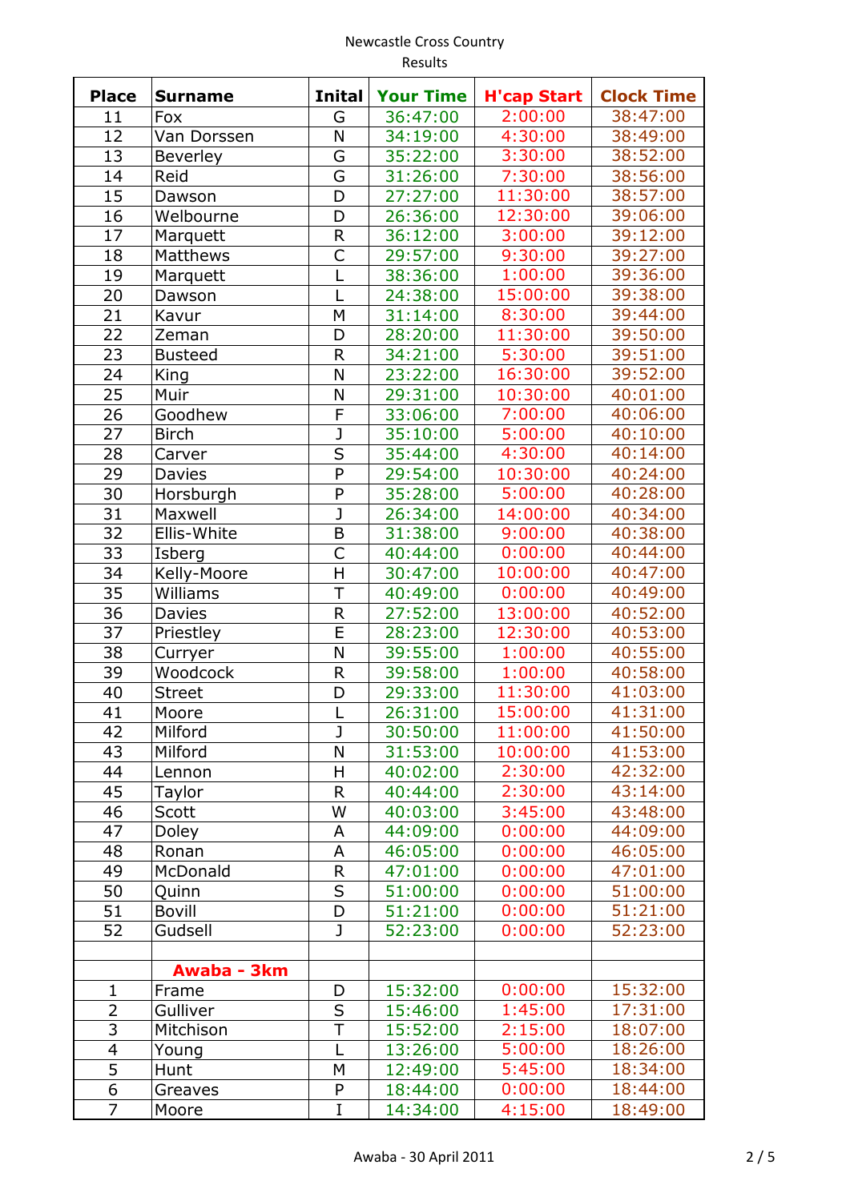Newcastle Cross Country
Results

| Place | Surname | Inital | Your Time | H'cap Start | Clock Time |
|---|---|---|---|---|---|
| 11 | Fox | G | 36:47:00 | 2:00:00 | 38:47:00 |
| 12 | Van Dorssen | N | 34:19:00 | 4:30:00 | 38:49:00 |
| 13 | Beverley | G | 35:22:00 | 3:30:00 | 38:52:00 |
| 14 | Reid | G | 31:26:00 | 7:30:00 | 38:56:00 |
| 15 | Dawson | D | 27:27:00 | 11:30:00 | 38:57:00 |
| 16 | Welbourne | D | 26:36:00 | 12:30:00 | 39:06:00 |
| 17 | Marquett | R | 36:12:00 | 3:00:00 | 39:12:00 |
| 18 | Matthews | C | 29:57:00 | 9:30:00 | 39:27:00 |
| 19 | Marquett | L | 38:36:00 | 1:00:00 | 39:36:00 |
| 20 | Dawson | L | 24:38:00 | 15:00:00 | 39:38:00 |
| 21 | Kavur | M | 31:14:00 | 8:30:00 | 39:44:00 |
| 22 | Zeman | D | 28:20:00 | 11:30:00 | 39:50:00 |
| 23 | Busteed | R | 34:21:00 | 5:30:00 | 39:51:00 |
| 24 | King | N | 23:22:00 | 16:30:00 | 39:52:00 |
| 25 | Muir | N | 29:31:00 | 10:30:00 | 40:01:00 |
| 26 | Goodhew | F | 33:06:00 | 7:00:00 | 40:06:00 |
| 27 | Birch | J | 35:10:00 | 5:00:00 | 40:10:00 |
| 28 | Carver | S | 35:44:00 | 4:30:00 | 40:14:00 |
| 29 | Davies | P | 29:54:00 | 10:30:00 | 40:24:00 |
| 30 | Horsburgh | P | 35:28:00 | 5:00:00 | 40:28:00 |
| 31 | Maxwell | J | 26:34:00 | 14:00:00 | 40:34:00 |
| 32 | Ellis-White | B | 31:38:00 | 9:00:00 | 40:38:00 |
| 33 | Isberg | C | 40:44:00 | 0:00:00 | 40:44:00 |
| 34 | Kelly-Moore | H | 30:47:00 | 10:00:00 | 40:47:00 |
| 35 | Williams | T | 40:49:00 | 0:00:00 | 40:49:00 |
| 36 | Davies | R | 27:52:00 | 13:00:00 | 40:52:00 |
| 37 | Priestley | E | 28:23:00 | 12:30:00 | 40:53:00 |
| 38 | Curryer | N | 39:55:00 | 1:00:00 | 40:55:00 |
| 39 | Woodcock | R | 39:58:00 | 1:00:00 | 40:58:00 |
| 40 | Street | D | 29:33:00 | 11:30:00 | 41:03:00 |
| 41 | Moore | L | 26:31:00 | 15:00:00 | 41:31:00 |
| 42 | Milford | J | 30:50:00 | 11:00:00 | 41:50:00 |
| 43 | Milford | N | 31:53:00 | 10:00:00 | 41:53:00 |
| 44 | Lennon | H | 40:02:00 | 2:30:00 | 42:32:00 |
| 45 | Taylor | R | 40:44:00 | 2:30:00 | 43:14:00 |
| 46 | Scott | W | 40:03:00 | 3:45:00 | 43:48:00 |
| 47 | Doley | A | 44:09:00 | 0:00:00 | 44:09:00 |
| 48 | Ronan | A | 46:05:00 | 0:00:00 | 46:05:00 |
| 49 | McDonald | R | 47:01:00 | 0:00:00 | 47:01:00 |
| 50 | Quinn | S | 51:00:00 | 0:00:00 | 51:00:00 |
| 51 | Bovill | D | 51:21:00 | 0:00:00 | 51:21:00 |
| 52 | Gudsell | J | 52:23:00 | 0:00:00 | 52:23:00 |
| | | | | | |
| | **Awaba - 3km** | | | | |
| 1 | Frame | D | 15:32:00 | 0:00:00 | 15:32:00 |
| 2 | Gulliver | S | 15:46:00 | 1:45:00 | 17:31:00 |
| 3 | Mitchison | T | 15:52:00 | 2:15:00 | 18:07:00 |
| 4 | Young | L | 13:26:00 | 5:00:00 | 18:26:00 |
| 5 | Hunt | M | 12:49:00 | 5:45:00 | 18:34:00 |
| 6 | Greaves | P | 18:44:00 | 0:00:00 | 18:44:00 |
| 7 | Moore | I | 14:34:00 | 4:15:00 | 18:49:00 |

Awaba - 30 April 2011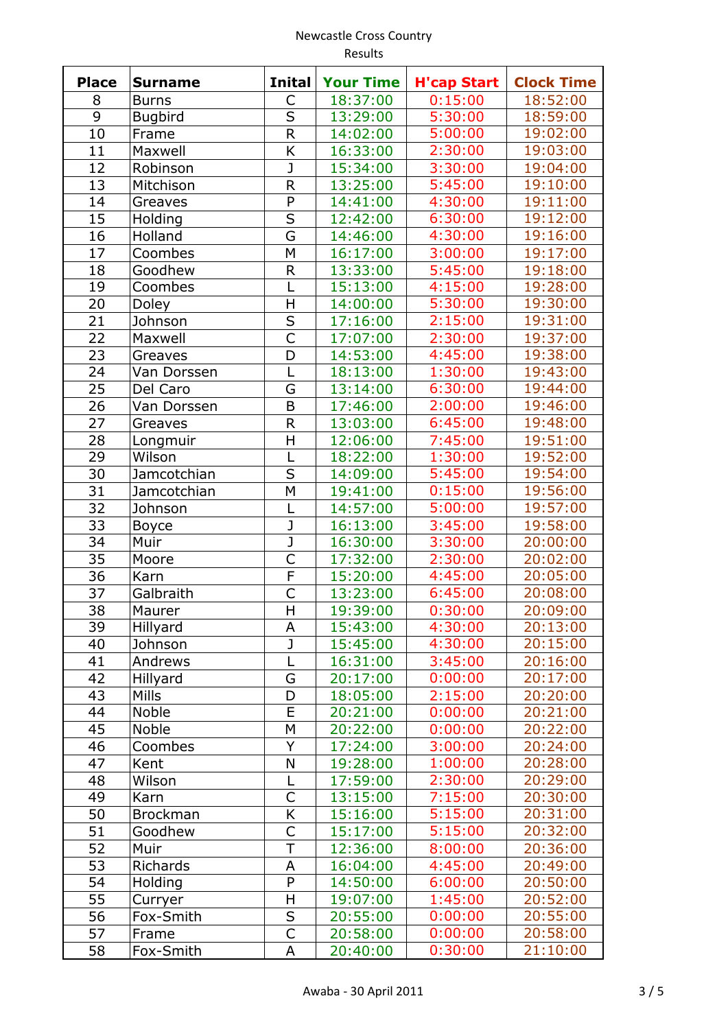Newcastle Cross Country

Results

| Place | Surname | Inital | Your Time | H'cap Start | Clock Time |
|---|---|---|---|---|---|
| 8 | Burns | C | 18:37:00 | 0:15:00 | 18:52:00 |
| 9 | Bugbird | S | 13:29:00 | 5:30:00 | 18:59:00 |
| 10 | Frame | R | 14:02:00 | 5:00:00 | 19:02:00 |
| 11 | Maxwell | K | 16:33:00 | 2:30:00 | 19:03:00 |
| 12 | Robinson | J | 15:34:00 | 3:30:00 | 19:04:00 |
| 13 | Mitchison | R | 13:25:00 | 5:45:00 | 19:10:00 |
| 14 | Greaves | P | 14:41:00 | 4:30:00 | 19:11:00 |
| 15 | Holding | S | 12:42:00 | 6:30:00 | 19:12:00 |
| 16 | Holland | G | 14:46:00 | 4:30:00 | 19:16:00 |
| 17 | Coombes | M | 16:17:00 | 3:00:00 | 19:17:00 |
| 18 | Goodhew | R | 13:33:00 | 5:45:00 | 19:18:00 |
| 19 | Coombes | L | 15:13:00 | 4:15:00 | 19:28:00 |
| 20 | Doley | H | 14:00:00 | 5:30:00 | 19:30:00 |
| 21 | Johnson | S | 17:16:00 | 2:15:00 | 19:31:00 |
| 22 | Maxwell | C | 17:07:00 | 2:30:00 | 19:37:00 |
| 23 | Greaves | D | 14:53:00 | 4:45:00 | 19:38:00 |
| 24 | Van Dorssen | L | 18:13:00 | 1:30:00 | 19:43:00 |
| 25 | Del Caro | G | 13:14:00 | 6:30:00 | 19:44:00 |
| 26 | Van Dorssen | B | 17:46:00 | 2:00:00 | 19:46:00 |
| 27 | Greaves | R | 13:03:00 | 6:45:00 | 19:48:00 |
| 28 | Longmuir | H | 12:06:00 | 7:45:00 | 19:51:00 |
| 29 | Wilson | L | 18:22:00 | 1:30:00 | 19:52:00 |
| 30 | Jamcotchian | S | 14:09:00 | 5:45:00 | 19:54:00 |
| 31 | Jamcotchian | M | 19:41:00 | 0:15:00 | 19:56:00 |
| 32 | Johnson | L | 14:57:00 | 5:00:00 | 19:57:00 |
| 33 | Boyce | J | 16:13:00 | 3:45:00 | 19:58:00 |
| 34 | Muir | J | 16:30:00 | 3:30:00 | 20:00:00 |
| 35 | Moore | C | 17:32:00 | 2:30:00 | 20:02:00 |
| 36 | Karn | F | 15:20:00 | 4:45:00 | 20:05:00 |
| 37 | Galbraith | C | 13:23:00 | 6:45:00 | 20:08:00 |
| 38 | Maurer | H | 19:39:00 | 0:30:00 | 20:09:00 |
| 39 | Hillyard | A | 15:43:00 | 4:30:00 | 20:13:00 |
| 40 | Johnson | J | 15:45:00 | 4:30:00 | 20:15:00 |
| 41 | Andrews | L | 16:31:00 | 3:45:00 | 20:16:00 |
| 42 | Hillyard | G | 20:17:00 | 0:00:00 | 20:17:00 |
| 43 | Mills | D | 18:05:00 | 2:15:00 | 20:20:00 |
| 44 | Noble | E | 20:21:00 | 0:00:00 | 20:21:00 |
| 45 | Noble | M | 20:22:00 | 0:00:00 | 20:22:00 |
| 46 | Coombes | Y | 17:24:00 | 3:00:00 | 20:24:00 |
| 47 | Kent | N | 19:28:00 | 1:00:00 | 20:28:00 |
| 48 | Wilson | L | 17:59:00 | 2:30:00 | 20:29:00 |
| 49 | Karn | C | 13:15:00 | 7:15:00 | 20:30:00 |
| 50 | Brockman | K | 15:16:00 | 5:15:00 | 20:31:00 |
| 51 | Goodhew | C | 15:17:00 | 5:15:00 | 20:32:00 |
| 52 | Muir | T | 12:36:00 | 8:00:00 | 20:36:00 |
| 53 | Richards | A | 16:04:00 | 4:45:00 | 20:49:00 |
| 54 | Holding | P | 14:50:00 | 6:00:00 | 20:50:00 |
| 55 | Curryer | H | 19:07:00 | 1:45:00 | 20:52:00 |
| 56 | Fox-Smith | S | 20:55:00 | 0:00:00 | 20:55:00 |
| 57 | Frame | C | 20:58:00 | 0:00:00 | 20:58:00 |
| 58 | Fox-Smith | A | 20:40:00 | 0:30:00 | 21:10:00 |

Awaba - 30 April 2011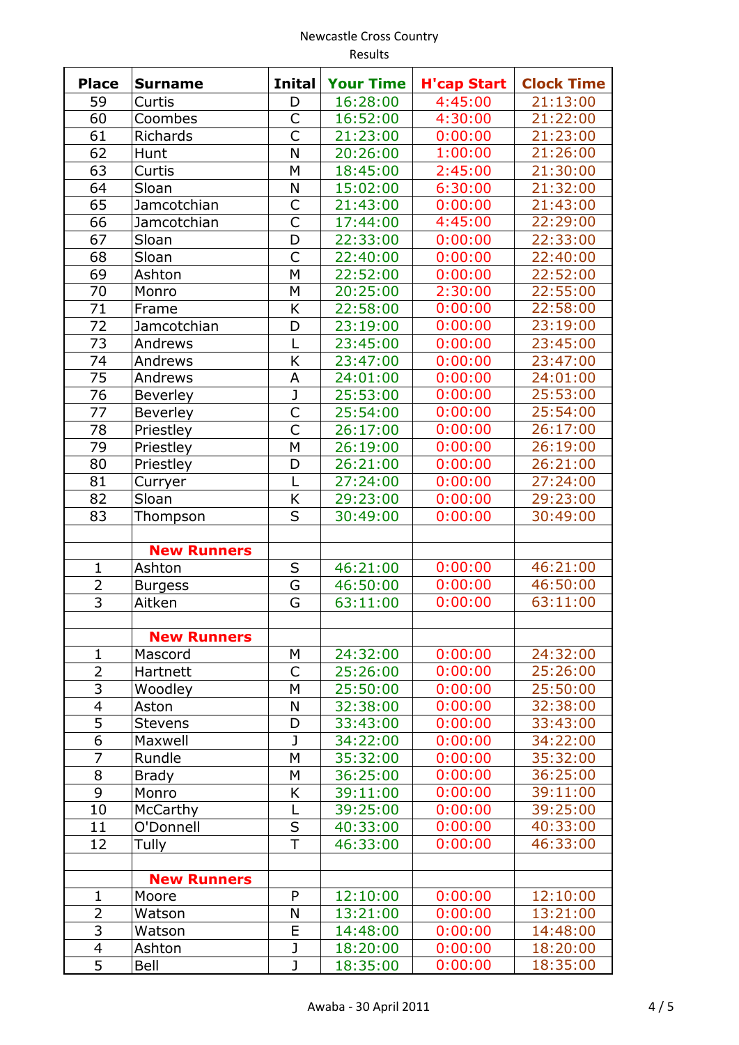Newcastle Cross Country

Results

| Place | Surname | Inital | Your Time | H'cap Start | Clock Time |
|---|---|---|---|---|---|
| 59 | Curtis | D | 16:28:00 | 4:45:00 | 21:13:00 |
| 60 | Coombes | C | 16:52:00 | 4:30:00 | 21:22:00 |
| 61 | Richards | C | 21:23:00 | 0:00:00 | 21:23:00 |
| 62 | Hunt | N | 20:26:00 | 1:00:00 | 21:26:00 |
| 63 | Curtis | M | 18:45:00 | 2:45:00 | 21:30:00 |
| 64 | Sloan | N | 15:02:00 | 6:30:00 | 21:32:00 |
| 65 | Jamcotchian | C | 21:43:00 | 0:00:00 | 21:43:00 |
| 66 | Jamcotchian | C | 17:44:00 | 4:45:00 | 22:29:00 |
| 67 | Sloan | D | 22:33:00 | 0:00:00 | 22:33:00 |
| 68 | Sloan | C | 22:40:00 | 0:00:00 | 22:40:00 |
| 69 | Ashton | M | 22:52:00 | 0:00:00 | 22:52:00 |
| 70 | Monro | M | 20:25:00 | 2:30:00 | 22:55:00 |
| 71 | Frame | K | 22:58:00 | 0:00:00 | 22:58:00 |
| 72 | Jamcotchian | D | 23:19:00 | 0:00:00 | 23:19:00 |
| 73 | Andrews | L | 23:45:00 | 0:00:00 | 23:45:00 |
| 74 | Andrews | K | 23:47:00 | 0:00:00 | 23:47:00 |
| 75 | Andrews | A | 24:01:00 | 0:00:00 | 24:01:00 |
| 76 | Beverley | J | 25:53:00 | 0:00:00 | 25:53:00 |
| 77 | Beverley | C | 25:54:00 | 0:00:00 | 25:54:00 |
| 78 | Priestley | C | 26:17:00 | 0:00:00 | 26:17:00 |
| 79 | Priestley | M | 26:19:00 | 0:00:00 | 26:19:00 |
| 80 | Priestley | D | 26:21:00 | 0:00:00 | 26:21:00 |
| 81 | Curryer | L | 27:24:00 | 0:00:00 | 27:24:00 |
| 82 | Sloan | K | 29:23:00 | 0:00:00 | 29:23:00 |
| 83 | Thompson | S | 30:49:00 | 0:00:00 | 30:49:00 |
| | | | | | |
| | **New Runners** | | | | |
| 1 | Ashton | S | 46:21:00 | 0:00:00 | 46:21:00 |
| 2 | Burgess | G | 46:50:00 | 0:00:00 | 46:50:00 |
| 3 | Aitken | G | 63:11:00 | 0:00:00 | 63:11:00 |
| | | | | | |
| | **New Runners** | | | | |
| 1 | Mascord | M | 24:32:00 | 0:00:00 | 24:32:00 |
| 2 | Hartnett | C | 25:26:00 | 0:00:00 | 25:26:00 |
| 3 | Woodley | M | 25:50:00 | 0:00:00 | 25:50:00 |
| 4 | Aston | N | 32:38:00 | 0:00:00 | 32:38:00 |
| 5 | Stevens | D | 33:43:00 | 0:00:00 | 33:43:00 |
| 6 | Maxwell | J | 34:22:00 | 0:00:00 | 34:22:00 |
| 7 | Rundle | M | 35:32:00 | 0:00:00 | 35:32:00 |
| 8 | Brady | M | 36:25:00 | 0:00:00 | 36:25:00 |
| 9 | Monro | K | 39:11:00 | 0:00:00 | 39:11:00 |
| 10 | McCarthy | L | 39:25:00 | 0:00:00 | 39:25:00 |
| 11 | O'Donnell | S | 40:33:00 | 0:00:00 | 40:33:00 |
| 12 | Tully | T | 46:33:00 | 0:00:00 | 46:33:00 |
| | | | | | |
| | **New Runners** | | | | |
| 1 | Moore | P | 12:10:00 | 0:00:00 | 12:10:00 |
| 2 | Watson | N | 13:21:00 | 0:00:00 | 13:21:00 |
| 3 | Watson | E | 14:48:00 | 0:00:00 | 14:48:00 |
| 4 | Ashton | J | 18:20:00 | 0:00:00 | 18:20:00 |
| 5 | Bell | J | 18:35:00 | 0:00:00 | 18:35:00 |

Awaba - 30 April 2011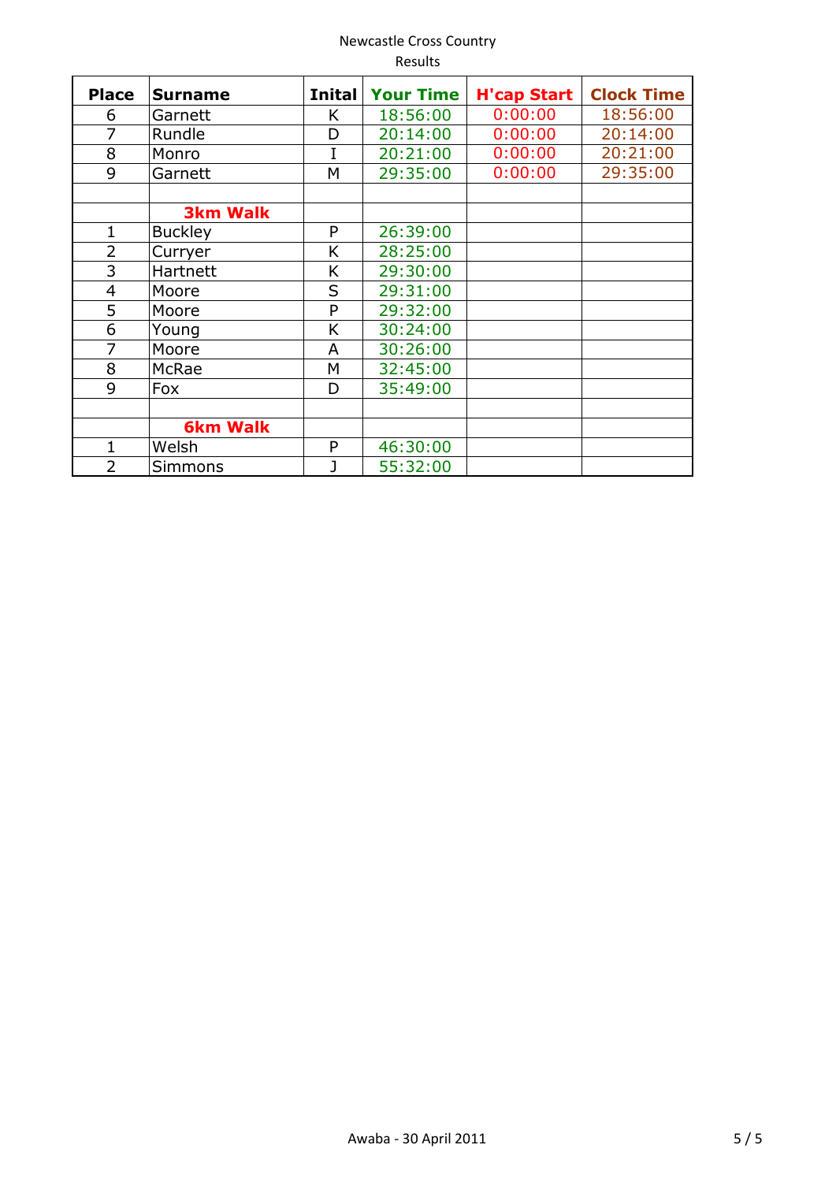Newcastle Cross Country
Results

| Place | Surname | Inital | Your Time | H'cap Start | Clock Time |
|---|---|---|---|---|---|
| 6 | Garnett | K | 18:56:00 | 0:00:00 | 18:56:00 |
| 7 | Rundle | D | 20:14:00 | 0:00:00 | 20:14:00 |
| 8 | Monro | I | 20:21:00 | 0:00:00 | 20:21:00 |
| 9 | Garnett | M | 29:35:00 | 0:00:00 | 29:35:00 |
| | | | | | |
| | **3km Walk** | | | | |
| 1 | Buckley | P | 26:39:00 | | |
| 2 | Curryer | K | 28:25:00 | | |
| 3 | Hartnett | K | 29:30:00 | | |
| 4 | Moore | S | 29:31:00 | | |
| 5 | Moore | P | 29:32:00 | | |
| 6 | Young | K | 30:24:00 | | |
| 7 | Moore | A | 30:26:00 | | |
| 8 | McRae | M | 32:45:00 | | |
| 9 | Fox | D | 35:49:00 | | |
| | | | | | |
| | **6km Walk** | | | | |
| 1 | Welsh | P | 46:30:00 | | |
| 2 | Simmons | J | 55:32:00 | | |

Awaba - 30 April 2011